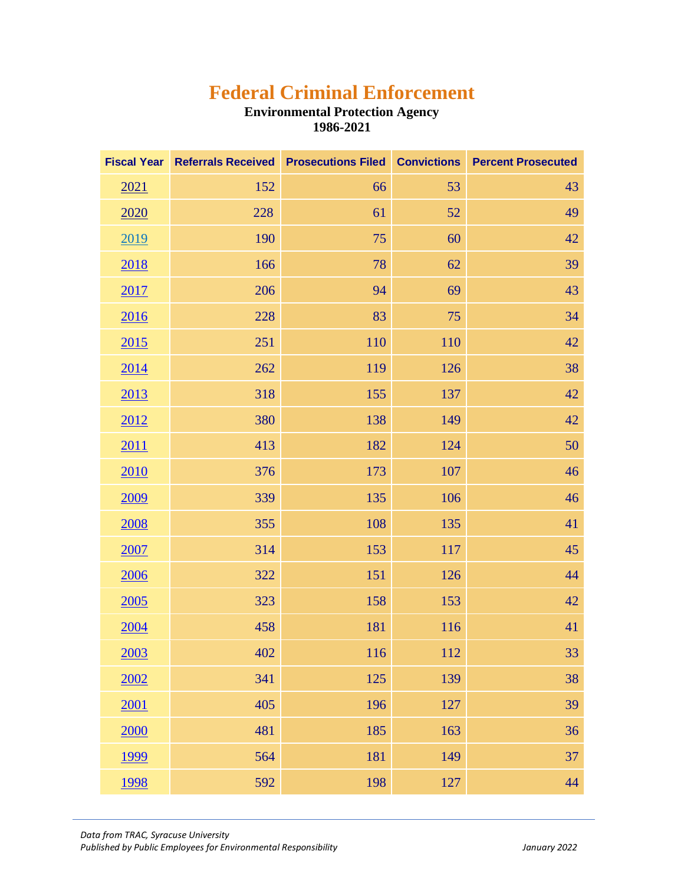# Federal Criminal Enforcement

**Environmental Protection Agency**
**1986-2021**

| Fiscal Year | Referrals Received | Prosecutions Filed | Convictions | Percent Prosecuted |
|---|---|---|---|---|
| 2021 | 152 | 66 | 53 | 43 |
| 2020 | 228 | 61 | 52 | 49 |
| 2019 | 190 | 75 | 60 | 42 |
| 2018 | 166 | 78 | 62 | 39 |
| 2017 | 206 | 94 | 69 | 43 |
| 2016 | 228 | 83 | 75 | 34 |
| 2015 | 251 | 110 | 110 | 42 |
| 2014 | 262 | 119 | 126 | 38 |
| 2013 | 318 | 155 | 137 | 42 |
| 2012 | 380 | 138 | 149 | 42 |
| 2011 | 413 | 182 | 124 | 50 |
| 2010 | 376 | 173 | 107 | 46 |
| 2009 | 339 | 135 | 106 | 46 |
| 2008 | 355 | 108 | 135 | 41 |
| 2007 | 314 | 153 | 117 | 45 |
| 2006 | 322 | 151 | 126 | 44 |
| 2005 | 323 | 158 | 153 | 42 |
| 2004 | 458 | 181 | 116 | 41 |
| 2003 | 402 | 116 | 112 | 33 |
| 2002 | 341 | 125 | 139 | 38 |
| 2001 | 405 | 196 | 127 | 39 |
| 2000 | 481 | 185 | 163 | 36 |
| 1999 | 564 | 181 | 149 | 37 |
| 1998 | 592 | 198 | 127 | 44 |

*Data from TRAC, Syracuse University*
*Published by Public Employees for Environmental Responsibility* *January 2022*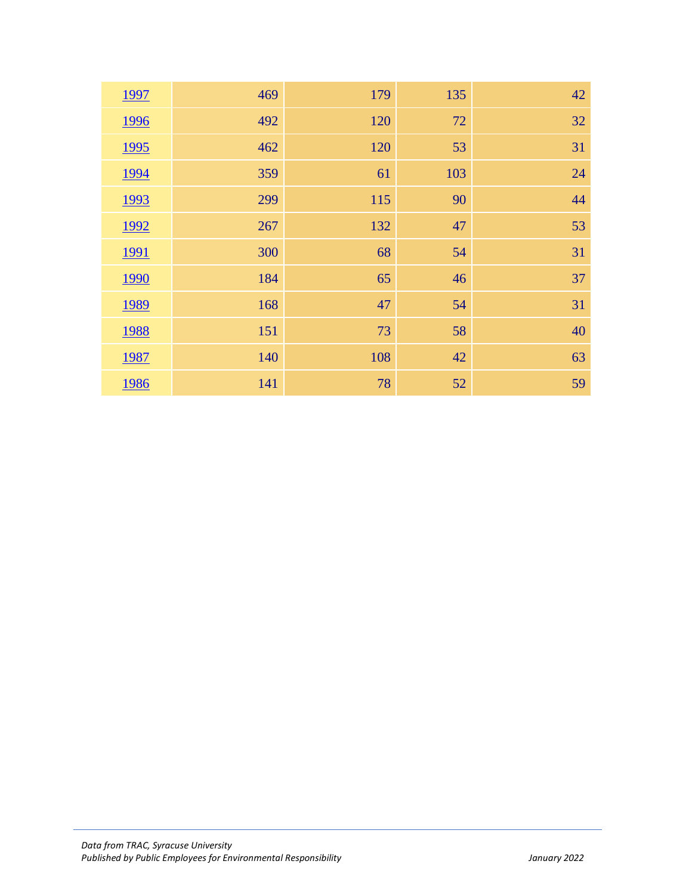| | | | | |
|---|---|---|---|---|
| 1997 | 469 | 179 | 135 | 42 |
| 1996 | 492 | 120 | 72 | 32 |
| 1995 | 462 | 120 | 53 | 31 |
| 1994 | 359 | 61 | 103 | 24 |
| 1993 | 299 | 115 | 90 | 44 |
| 1992 | 267 | 132 | 47 | 53 |
| 1991 | 300 | 68 | 54 | 31 |
| 1990 | 184 | 65 | 46 | 37 |
| 1989 | 168 | 47 | 54 | 31 |
| 1988 | 151 | 73 | 58 | 40 |
| 1987 | 140 | 108 | 42 | 63 |
| 1986 | 141 | 78 | 52 | 59 |

*Data from TRAC, Syracuse University*
*Published by Public Employees for Environmental Responsibility* *January 2022*